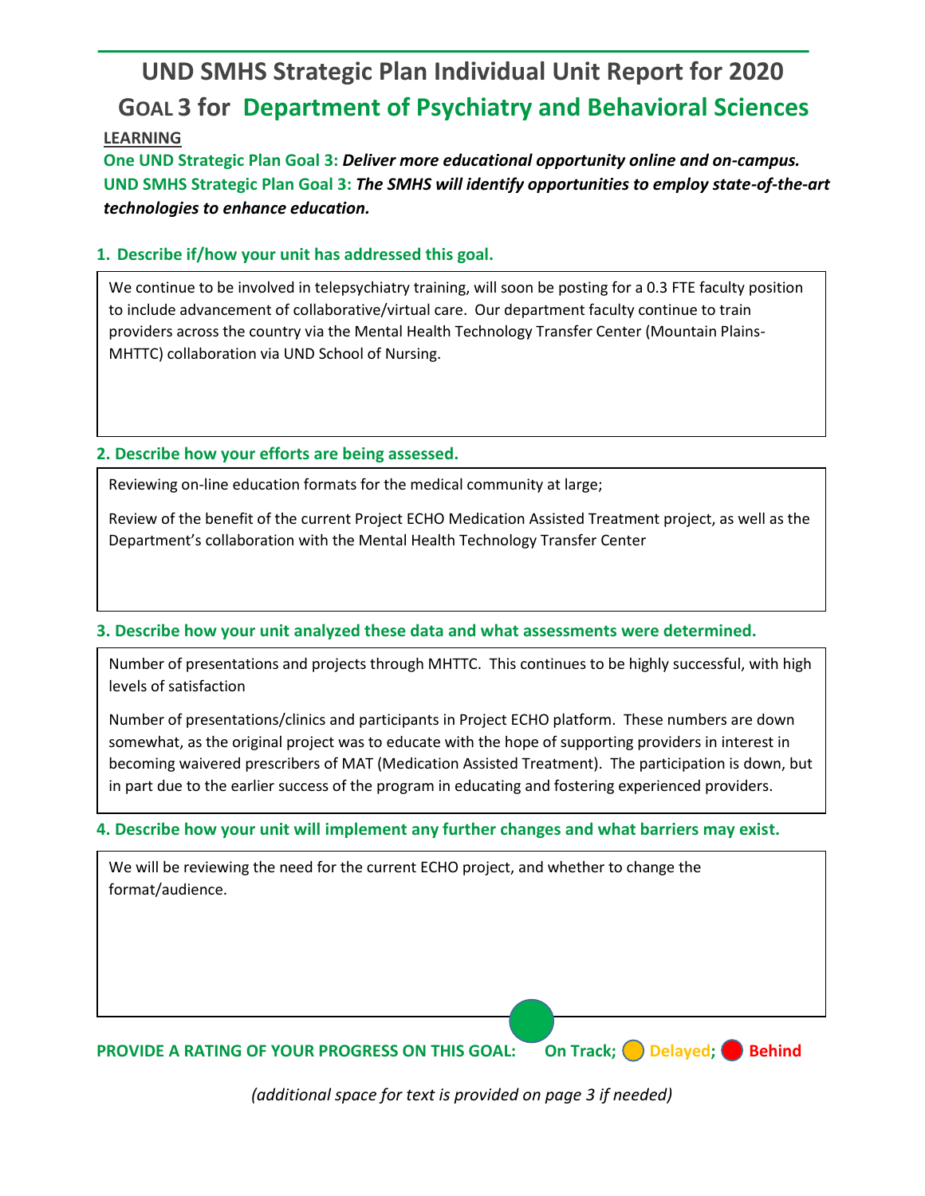# UND SMHS Strategic Plan Individual Unit Report for 2020

## GOAL 3 for Department of Psychiatry and Behavioral Sciences

**LEARNING**

**One UND Strategic Plan Goal 3:** ***Deliver more educational opportunity online and on-campus.***

**UND SMHS Strategic Plan Goal 3:** ***The SMHS will identify opportunities to employ state-of-the-art technologies to enhance education.***

### 1. Describe if/how your unit has addressed this goal.

We continue to be involved in telepsychiatry training, will soon be posting for a 0.3 FTE faculty position to include advancement of collaborative/virtual care. Our department faculty continue to train providers across the country via the Mental Health Technology Transfer Center (Mountain Plains-MHTTC) collaboration via UND School of Nursing.

### 2. Describe how your efforts are being assessed.

Reviewing on-line education formats for the medical community at large;

Review of the benefit of the current Project ECHO Medication Assisted Treatment project, as well as the Department's collaboration with the Mental Health Technology Transfer Center

### 3. Describe how your unit analyzed these data and what assessments were determined.

Number of presentations and projects through MHTTC. This continues to be highly successful, with high levels of satisfaction

Number of presentations/clinics and participants in Project ECHO platform. These numbers are down somewhat, as the original project was to educate with the hope of supporting providers in interest in becoming waivered prescribers of MAT (Medication Assisted Treatment). The participation is down, but in part due to the earlier success of the program in educating and fostering experienced providers.

### 4. Describe how your unit will implement any further changes and what barriers may exist.

We will be reviewing the need for the current ECHO project, and whether to change the format/audience.

**PROVIDE A RATING OF YOUR PROGRESS ON THIS GOAL:** ● **On Track** (selected); ○ Delayed; ○ Behind

*(additional space for text is provided on page 3 if needed)*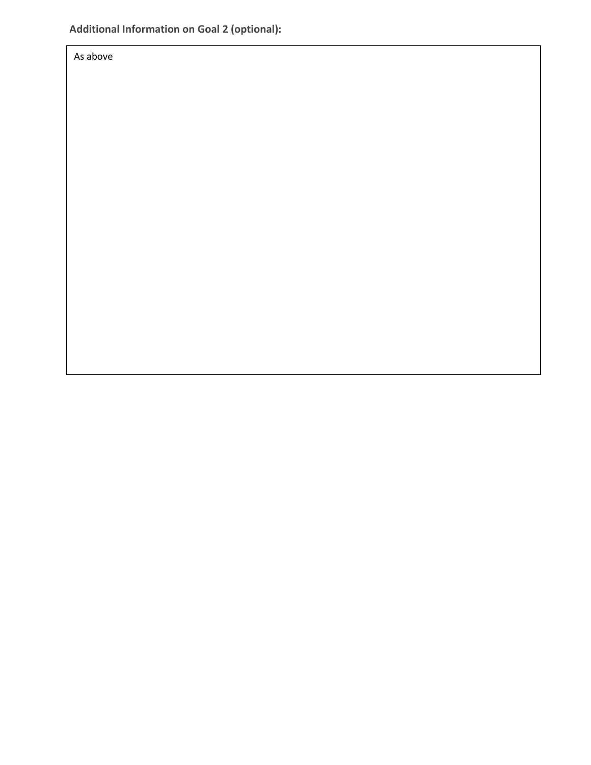**Additional Information on Goal 2 (optional):**

As above